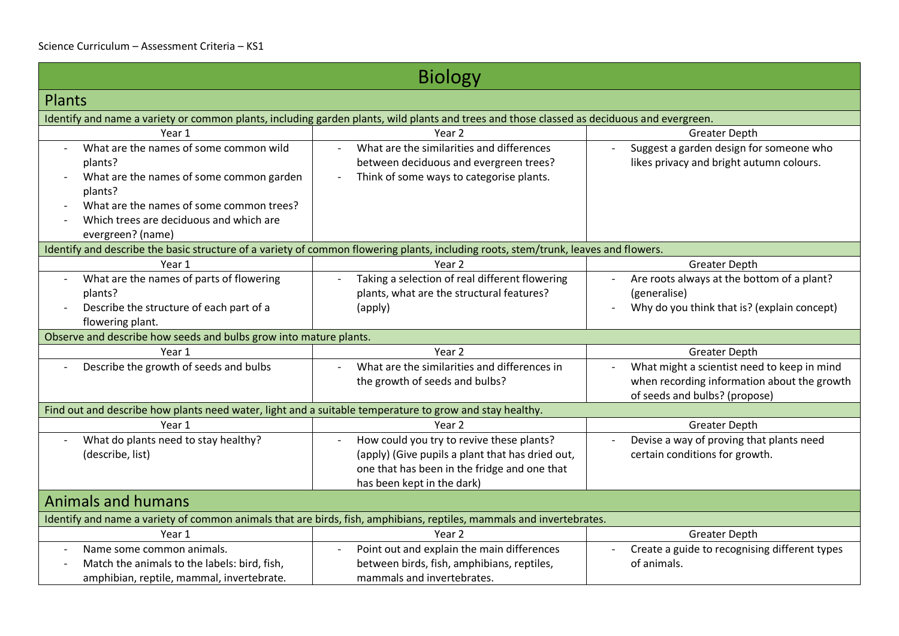Science Curriculum – Assessment Criteria – KS1

# Biology

## Plants

Identify and name a variety or common plants, including garden plants, wild plants and trees and those classed as deciduous and evergreen.

| Year 1 | Year 2 | Greater Depth |
| --- | --- | --- |
| - What are the names of some common wild plants?<br>- What are the names of some common garden plants?<br>- What are the names of some common trees?<br>- Which trees are deciduous and which are evergreen? (name) | - What are the similarities and differences between deciduous and evergreen trees?<br>- Think of some ways to categorise plants. | - Suggest a garden design for someone who likes privacy and bright autumn colours. |

Identify and describe the basic structure of a variety of common flowering plants, including roots, stem/trunk, leaves and flowers.

| Year 1 | Year 2 | Greater Depth |
| --- | --- | --- |
| - What are the names of parts of flowering plants?<br>- Describe the structure of each part of a flowering plant. | - Taking a selection of real different flowering plants, what are the structural features? (apply) | - Are roots always at the bottom of a plant? (generalise)<br>- Why do you think that is? (explain concept) |

Observe and describe how seeds and bulbs grow into mature plants.

| Year 1 | Year 2 | Greater Depth |
| --- | --- | --- |
| - Describe the growth of seeds and bulbs | - What are the similarities and differences in the growth of seeds and bulbs? | - What might a scientist need to keep in mind when recording information about the growth of seeds and bulbs? (propose) |

Find out and describe how plants need water, light and a suitable temperature to grow and stay healthy.

| Year 1 | Year 2 | Greater Depth |
| --- | --- | --- |
| - What do plants need to stay healthy? (describe, list) | - How could you try to revive these plants? (apply) (Give pupils a plant that has dried out, one that has been in the fridge and one that has been kept in the dark) | - Devise a way of proving that plants need certain conditions for growth. |

## Animals and humans

Identify and name a variety of common animals that are birds, fish, amphibians, reptiles, mammals and invertebrates.

| Year 1 | Year 2 | Greater Depth |
| --- | --- | --- |
| - Name some common animals.<br>- Match the animals to the labels: bird, fish, amphibian, reptile, mammal, invertebrate. | - Point out and explain the main differences between birds, fish, amphibians, reptiles, mammals and invertebrates. | - Create a guide to recognising different types of animals. |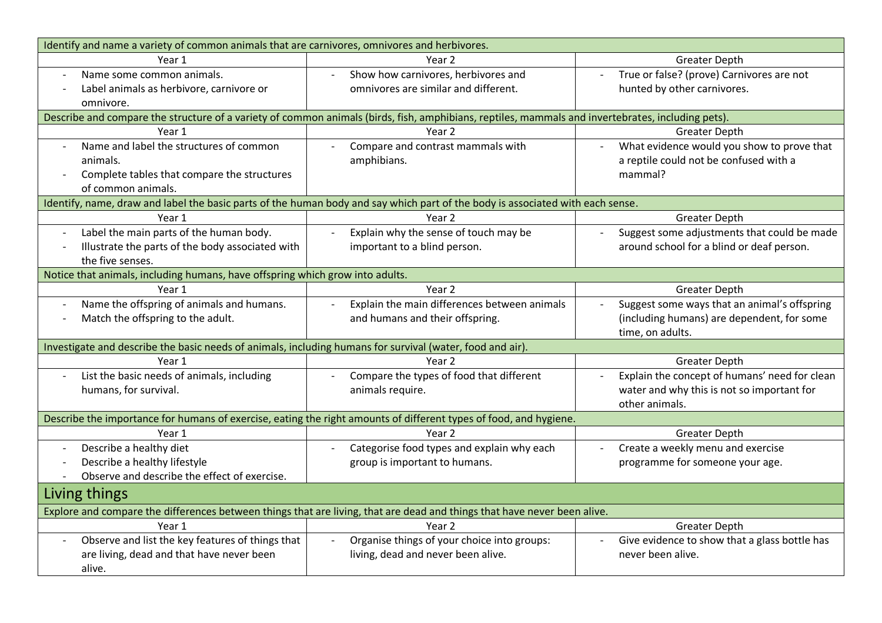| Identify and name a variety of common animals that are carnivores, omnivores and herbivores. | | |
|---|---|---|
| Year 1 | Year 2 | Greater Depth |
| - Name some common animals.<br>- Label animals as herbivore, carnivore or omnivore. | - Show how carnivores, herbivores and omnivores are similar and different. | - True or false? (prove) Carnivores are not hunted by other carnivores. |
| **Describe and compare the structure of a variety of common animals (birds, fish, amphibians, reptiles, mammals and invertebrates, including pets).** | | |
| Year 1 | Year 2 | Greater Depth |
| - Name and label the structures of common animals.<br>- Complete tables that compare the structures of common animals. | - Compare and contrast mammals with amphibians. | - What evidence would you show to prove that a reptile could not be confused with a mammal? |
| **Identify, name, draw and label the basic parts of the human body and say which part of the body is associated with each sense.** | | |
| Year 1 | Year 2 | Greater Depth |
| - Label the main parts of the human body.<br>- Illustrate the parts of the body associated with the five senses. | - Explain why the sense of touch may be important to a blind person. | - Suggest some adjustments that could be made around school for a blind or deaf person. |
| **Notice that animals, including humans, have offspring which grow into adults.** | | |
| Year 1 | Year 2 | Greater Depth |
| - Name the offspring of animals and humans.<br>- Match the offspring to the adult. | - Explain the main differences between animals and humans and their offspring. | - Suggest some ways that an animal's offspring (including humans) are dependent, for some time, on adults. |
| **Investigate and describe the basic needs of animals, including humans for survival (water, food and air).** | | |
| Year 1 | Year 2 | Greater Depth |
| - List the basic needs of animals, including humans, for survival. | - Compare the types of food that different animals require. | - Explain the concept of humans' need for clean water and why this is not so important for other animals. |
| **Describe the importance for humans of exercise, eating the right amounts of different types of food, and hygiene.** | | |
| Year 1 | Year 2 | Greater Depth |
| - Describe a healthy diet<br>- Describe a healthy lifestyle<br>- Observe and describe the effect of exercise. | - Categorise food types and explain why each group is important to humans. | - Create a weekly menu and exercise programme for someone your age. |

## Living things

| Explore and compare the differences between things that are living, that are dead and things that have never been alive. | | |
|---|---|---|
| Year 1 | Year 2 | Greater Depth |
| - Observe and list the key features of things that are living, dead and that have never been alive. | - Organise things of your choice into groups: living, dead and never been alive. | - Give evidence to show that a glass bottle has never been alive. |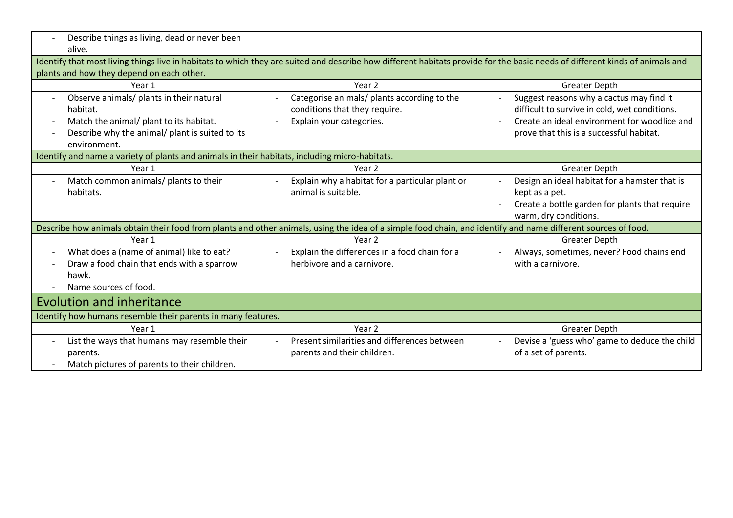| | | |
|---|---|---|
| - Describe things as living, dead or never been alive. | | |
| **Identify that most living things live in habitats to which they are suited and describe how different habitats provide for the basic needs of different kinds of animals and plants and how they depend on each other.** | | |
| Year 1 | Year 2 | Greater Depth |
| - Observe animals/ plants in their natural habitat.<br>- Match the animal/ plant to its habitat.<br>- Describe why the animal/ plant is suited to its environment. | - Categorise animals/ plants according to the conditions that they require.<br>- Explain your categories. | - Suggest reasons why a cactus may find it difficult to survive in cold, wet conditions.<br>- Create an ideal environment for woodlice and prove that this is a successful habitat. |
| **Identify and name a variety of plants and animals in their habitats, including micro-habitats.** | | |
| Year 1 | Year 2 | Greater Depth |
| - Match common animals/ plants to their habitats. | - Explain why a habitat for a particular plant or animal is suitable. | - Design an ideal habitat for a hamster that is kept as a pet.<br>- Create a bottle garden for plants that require warm, dry conditions. |
| **Describe how animals obtain their food from plants and other animals, using the idea of a simple food chain, and identify and name different sources of food.** | | |
| Year 1 | Year 2 | Greater Depth |
| - What does a (name of animal) like to eat?<br>- Draw a food chain that ends with a sparrow hawk.<br>- Name sources of food. | - Explain the differences in a food chain for a herbivore and a carnivore. | - Always, sometimes, never? Food chains end with a carnivore. |

## Evolution and inheritance

| Identify how humans resemble their parents in many features. | | |
|---|---|---|
| Year 1 | Year 2 | Greater Depth |
| - List the ways that humans may resemble their parents.<br>- Match pictures of parents to their children. | - Present similarities and differences between parents and their children. | - Devise a 'guess who' game to deduce the child of a set of parents. |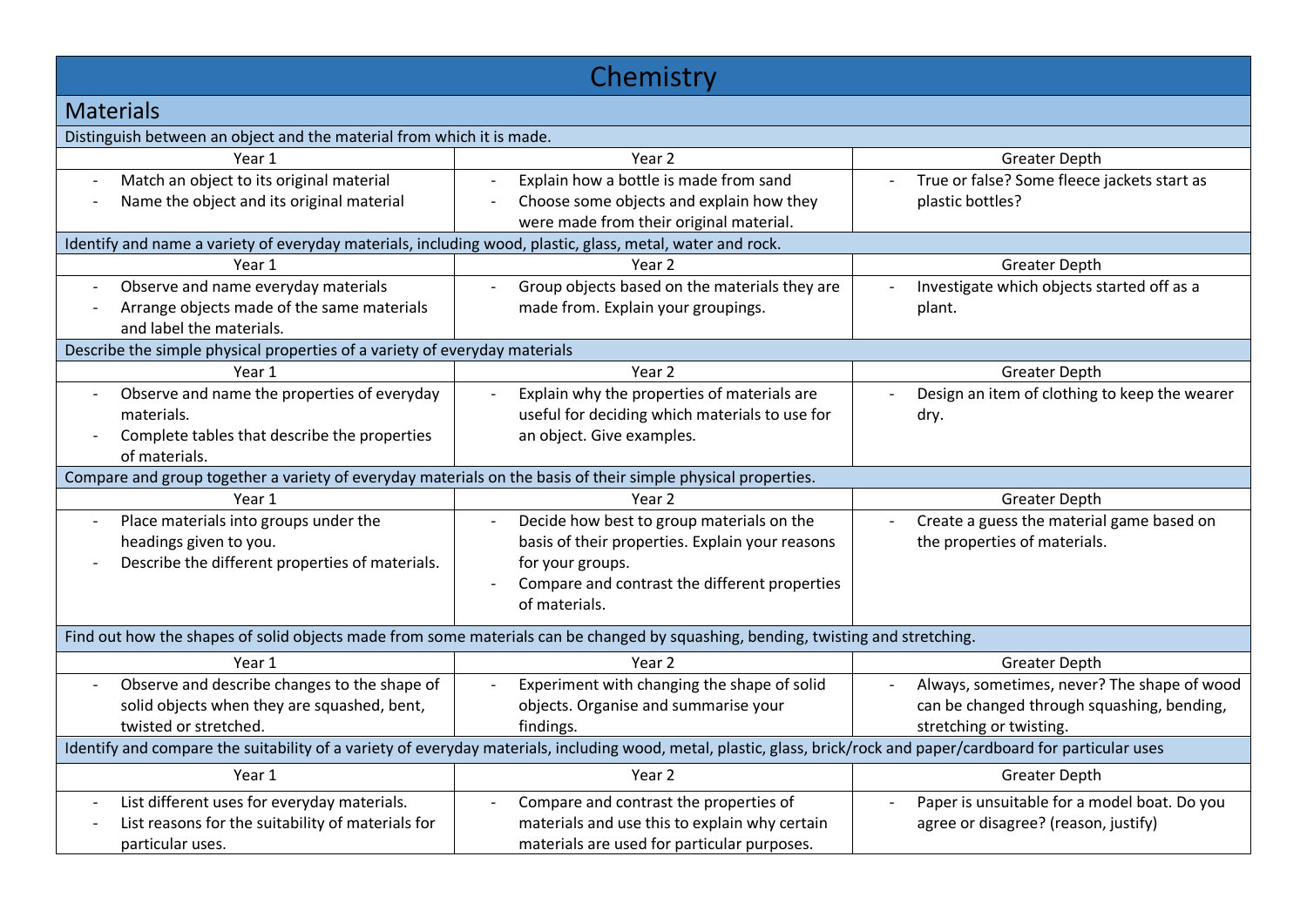# Chemistry

## Materials

| Distinguish between an object and the material from which it is made. | | |
|---|---|---|
| **Year 1** | **Year 2** | **Greater Depth** |
| - Match an object to its original material<br>- Name the object and its original material | - Explain how a bottle is made from sand<br>- Choose some objects and explain how they were made from their original material. | - True or false? Some fleece jackets start as plastic bottles? |
| **Identify and name a variety of everyday materials, including wood, plastic, glass, metal, water and rock.** | | |
| **Year 1** | **Year 2** | **Greater Depth** |
| - Observe and name everyday materials<br>- Arrange objects made of the same materials and label the materials. | - Group objects based on the materials they are made from. Explain your groupings. | - Investigate which objects started off as a plant. |
| **Describe the simple physical properties of a variety of everyday materials** | | |
| **Year 1** | **Year 2** | **Greater Depth** |
| - Observe and name the properties of everyday materials.<br>- Complete tables that describe the properties of materials. | - Explain why the properties of materials are useful for deciding which materials to use for an object. Give examples. | - Design an item of clothing to keep the wearer dry. |
| **Compare and group together a variety of everyday materials on the basis of their simple physical properties.** | | |
| **Year 1** | **Year 2** | **Greater Depth** |
| - Place materials into groups under the headings given to you.<br>- Describe the different properties of materials. | - Decide how best to group materials on the basis of their properties. Explain your reasons for your groups.<br>- Compare and contrast the different properties of materials. | - Create a guess the material game based on the properties of materials. |
| **Find out how the shapes of solid objects made from some materials can be changed by squashing, bending, twisting and stretching.** | | |
| **Year 1** | **Year 2** | **Greater Depth** |
| - Observe and describe changes to the shape of solid objects when they are squashed, bent, twisted or stretched. | - Experiment with changing the shape of solid objects. Organise and summarise your findings. | - Always, sometimes, never? The shape of wood can be changed through squashing, bending, stretching or twisting. |
| **Identify and compare the suitability of a variety of everyday materials, including wood, metal, plastic, glass, brick/rock and paper/cardboard for particular uses** | | |
| **Year 1** | **Year 2** | **Greater Depth** |
| - List different uses for everyday materials.<br>- List reasons for the suitability of materials for particular uses. | - Compare and contrast the properties of materials and use this to explain why certain materials are used for particular purposes. | - Paper is unsuitable for a model boat. Do you agree or disagree? (reason, justify) |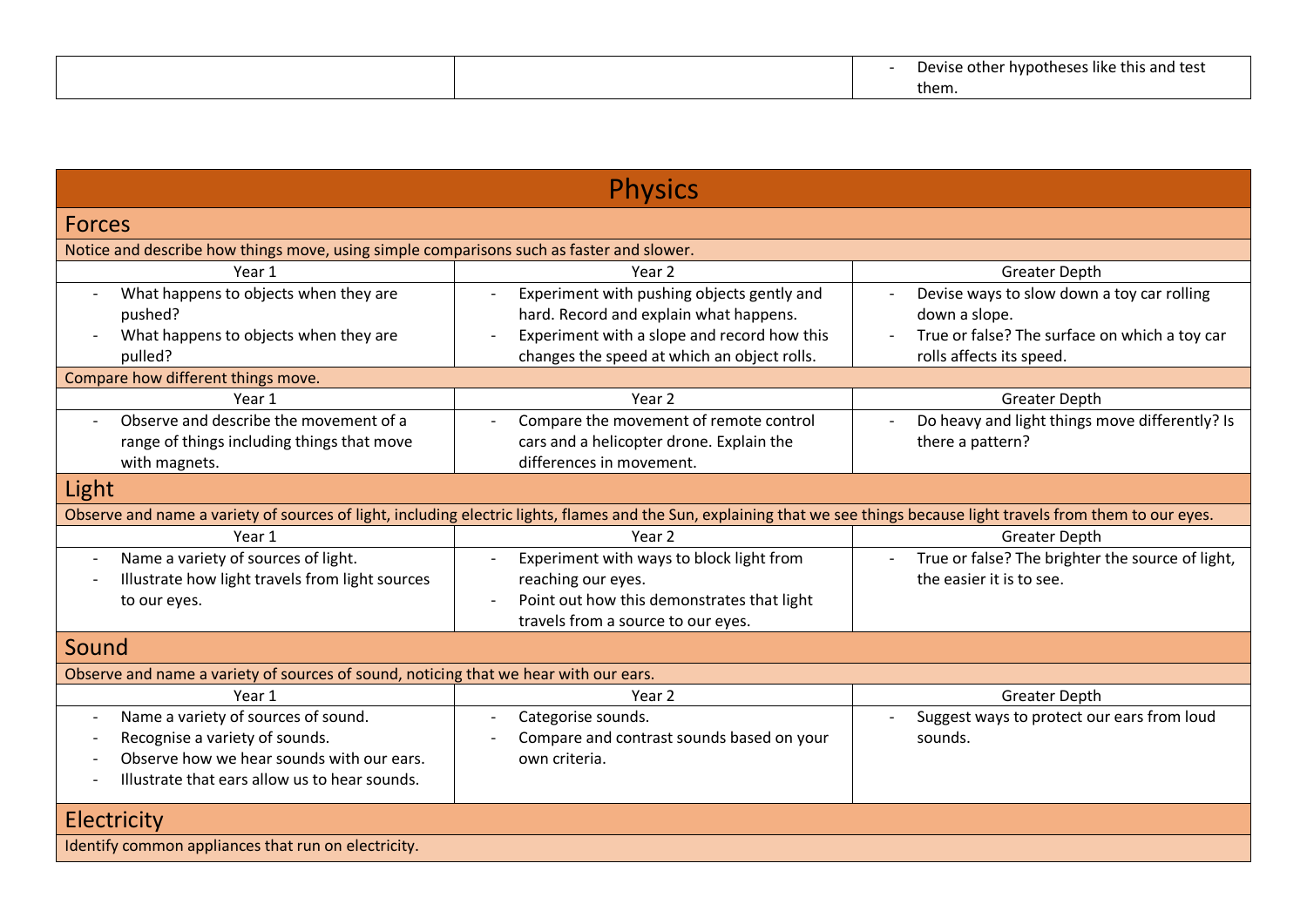| | | |
|---|---|---|
| | | - Devise other hypotheses like this and test them. |

# Physics

## Forces

Notice and describe how things move, using simple comparisons such as faster and slower.

| Year 1 | Year 2 | Greater Depth |
|---|---|---|
| - What happens to objects when they are pushed?<br>- What happens to objects when they are pulled? | - Experiment with pushing objects gently and hard. Record and explain what happens.<br>- Experiment with a slope and record how this changes the speed at which an object rolls. | - Devise ways to slow down a toy car rolling down a slope.<br>- True or false? The surface on which a toy car rolls affects its speed. |

Compare how different things move.

| Year 1 | Year 2 | Greater Depth |
|---|---|---|
| - Observe and describe the movement of a range of things including things that move with magnets. | - Compare the movement of remote control cars and a helicopter drone. Explain the differences in movement. | - Do heavy and light things move differently? Is there a pattern? |

## Light

Observe and name a variety of sources of light, including electric lights, flames and the Sun, explaining that we see things because light travels from them to our eyes.

| Year 1 | Year 2 | Greater Depth |
|---|---|---|
| - Name a variety of sources of light.<br>- Illustrate how light travels from light sources to our eyes. | - Experiment with ways to block light from reaching our eyes.<br>- Point out how this demonstrates that light travels from a source to our eyes. | - True or false? The brighter the source of light, the easier it is to see. |

## Sound

Observe and name a variety of sources of sound, noticing that we hear with our ears.

| Year 1 | Year 2 | Greater Depth |
|---|---|---|
| - Name a variety of sources of sound.<br>- Recognise a variety of sounds.<br>- Observe how we hear sounds with our ears.<br>- Illustrate that ears allow us to hear sounds. | - Categorise sounds.<br>- Compare and contrast sounds based on your own criteria. | - Suggest ways to protect our ears from loud sounds. |

## Electricity

Identify common appliances that run on electricity.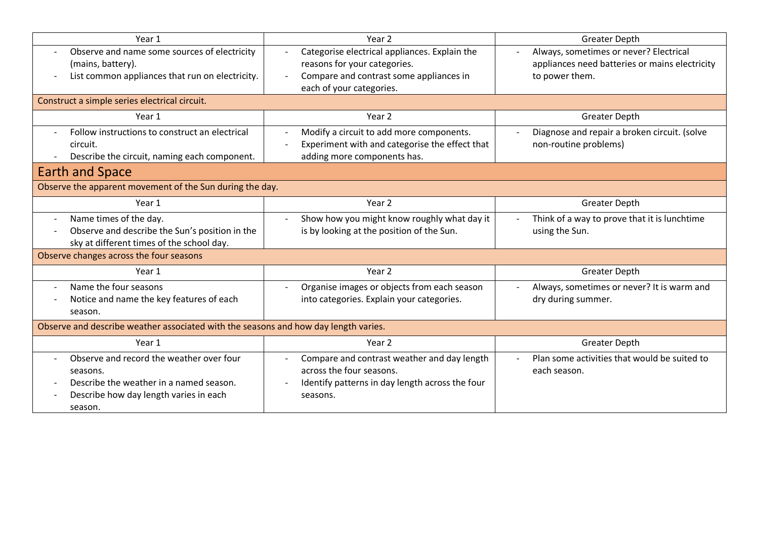| Year 1 | Year 2 | Greater Depth |
|---|---|---|
| - Observe and name some sources of electricity (mains, battery).<br>- List common appliances that run on electricity. | - Categorise electrical appliances. Explain the reasons for your categories.<br>- Compare and contrast some appliances in each of your categories. | - Always, sometimes or never? Electrical appliances need batteries or mains electricity to power them. |

Construct a simple series electrical circuit.

| Year 1 | Year 2 | Greater Depth |
|---|---|---|
| - Follow instructions to construct an electrical circuit.<br>- Describe the circuit, naming each component. | - Modify a circuit to add more components.<br>- Experiment with and categorise the effect that adding more components has. | - Diagnose and repair a broken circuit. (solve non-routine problems) |

## Earth and Space

Observe the apparent movement of the Sun during the day.

| Year 1 | Year 2 | Greater Depth |
|---|---|---|
| - Name times of the day.<br>- Observe and describe the Sun's position in the sky at different times of the school day. | - Show how you might know roughly what day it is by looking at the position of the Sun. | - Think of a way to prove that it is lunchtime using the Sun. |

Observe changes across the four seasons

| Year 1 | Year 2 | Greater Depth |
|---|---|---|
| - Name the four seasons<br>- Notice and name the key features of each season. | - Organise images or objects from each season into categories. Explain your categories. | - Always, sometimes or never? It is warm and dry during summer. |

Observe and describe weather associated with the seasons and how day length varies.

| Year 1 | Year 2 | Greater Depth |
|---|---|---|
| - Observe and record the weather over four seasons.<br>- Describe the weather in a named season.<br>- Describe how day length varies in each season. | - Compare and contrast weather and day length across the four seasons.<br>- Identify patterns in day length across the four seasons. | - Plan some activities that would be suited to each season. |